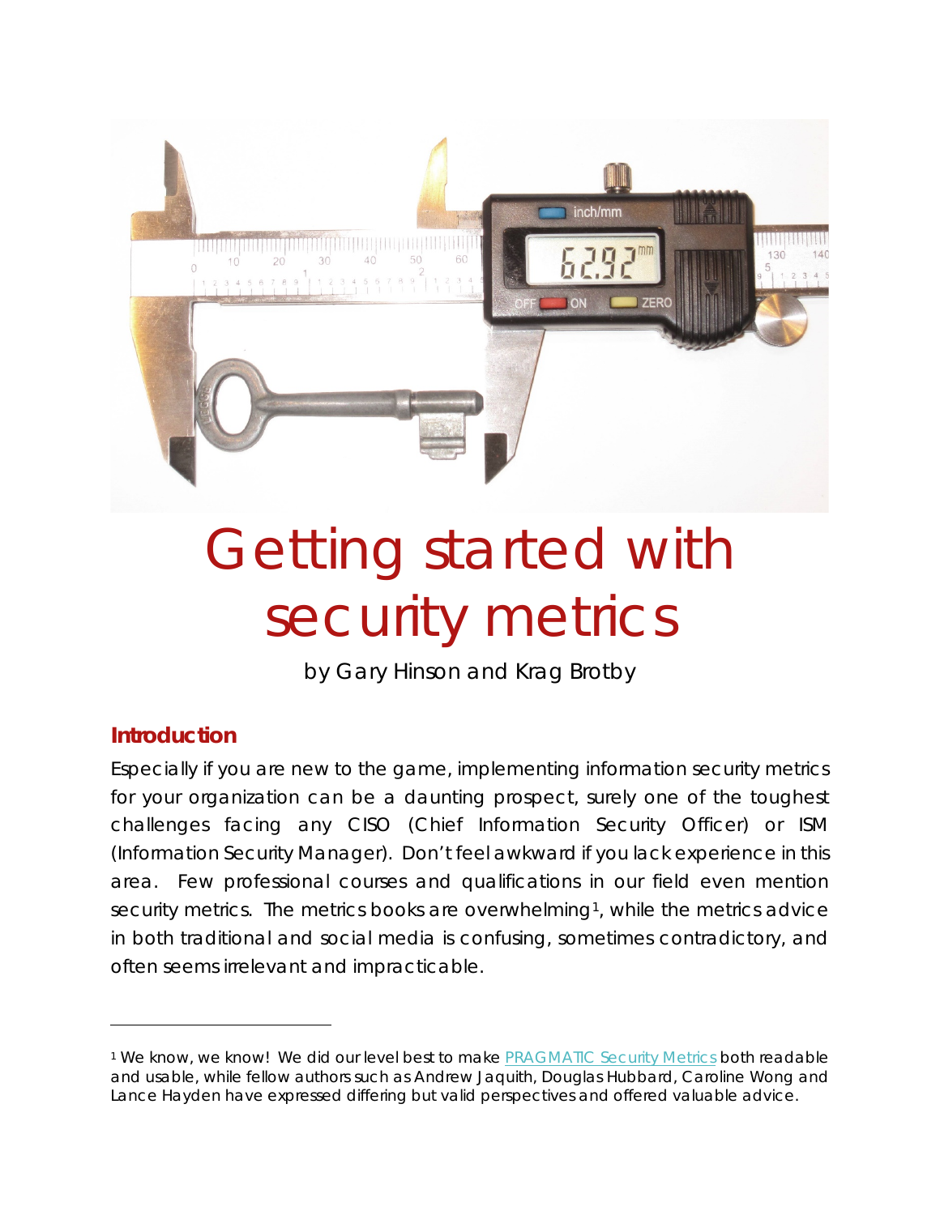# Getting started with security metrics

by Gary Hinson and Krag Brotby

## Introduction

Especially if you are new to the game, implementing information security metrics for your organization can be a daunting prospect, surely one of the toughest challenges facing any CISO (Chief Information Security Officer) or ISM (Information Security Manager). Don't feel awkward if you lack experience in this area. Few professional courses and qualifications in our field even mention security metrics. The metrics books are overwhelming[1], while the metrics advice in both traditional and social media is confusing, sometimes contradictory, and often seems irrelevant and impracticable.

---

[1] We know, we know! We did our level best to make PRAGMATIC Security Metrics both readable and usable, while fellow authors such as Andrew Jaquith, Douglas Hubbard, Caroline Wong and Lance Hayden have expressed differing but valid perspectives and offered valuable advice.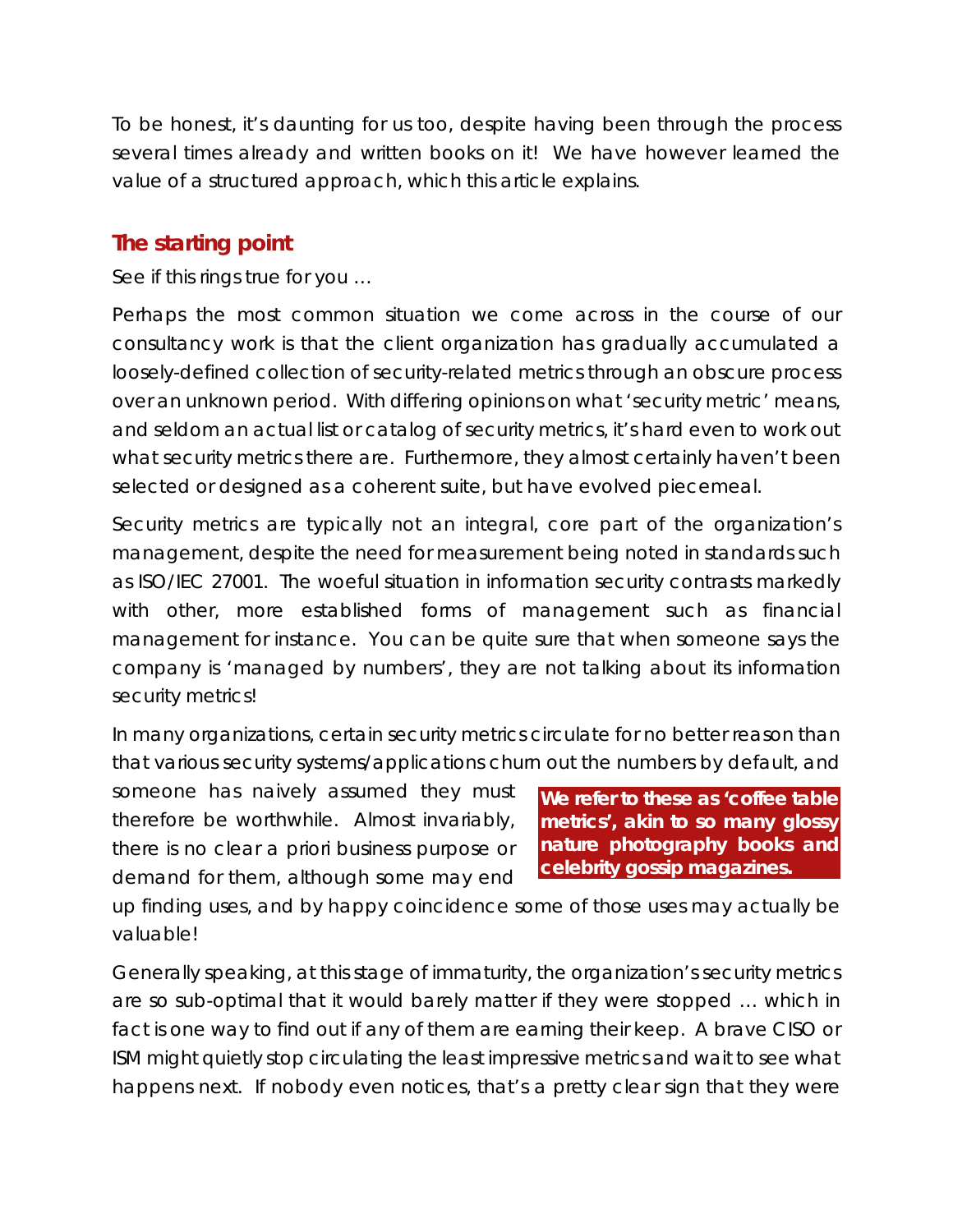To be honest, it's daunting for us too, despite having been through the process several times already and written books on it! We have however learned the value of a structured approach, which this article explains.

## The starting point

*See if this rings true for you …*

Perhaps the most common situation we come across in the course of our consultancy work is that the client organization has gradually accumulated a loosely-defined collection of security-related metrics through an obscure process over an unknown period. With differing opinions on what 'security metric' means, and seldom an actual list or catalog of security metrics, it's hard even to work out what security metrics there are. Furthermore, they almost certainly haven't been selected or designed as a coherent suite, but have evolved piecemeal.

Security metrics are typically not an integral, core part of the organization's management, despite the need for measurement being noted in standards such as ISO/IEC 27001. The woeful situation in information security contrasts markedly with other, more established forms of management such as financial management for instance. You can be quite sure that when someone says the company is 'managed by numbers', they are not talking about its information security metrics!

In many organizations, certain security metrics circulate for no better reason than that various security systems/applications churn out the numbers by default, and someone has naively assumed they must therefore be worthwhile. Almost invariably, there is no clear a priori business purpose or demand for them, although some may end up finding uses, and by happy coincidence some of those uses may actually be valuable!

**We refer to these as 'coffee table metrics', akin to so many glossy nature photography books and celebrity gossip magazines.**

Generally speaking, at this stage of immaturity, the organization's security metrics are so sub-optimal that it would barely matter if they were stopped … which in fact is one way to find out if any of them are earning their keep. A brave CISO or ISM might quietly stop circulating the least impressive metrics and wait to see what happens next. If nobody even notices, that's a pretty clear sign that they were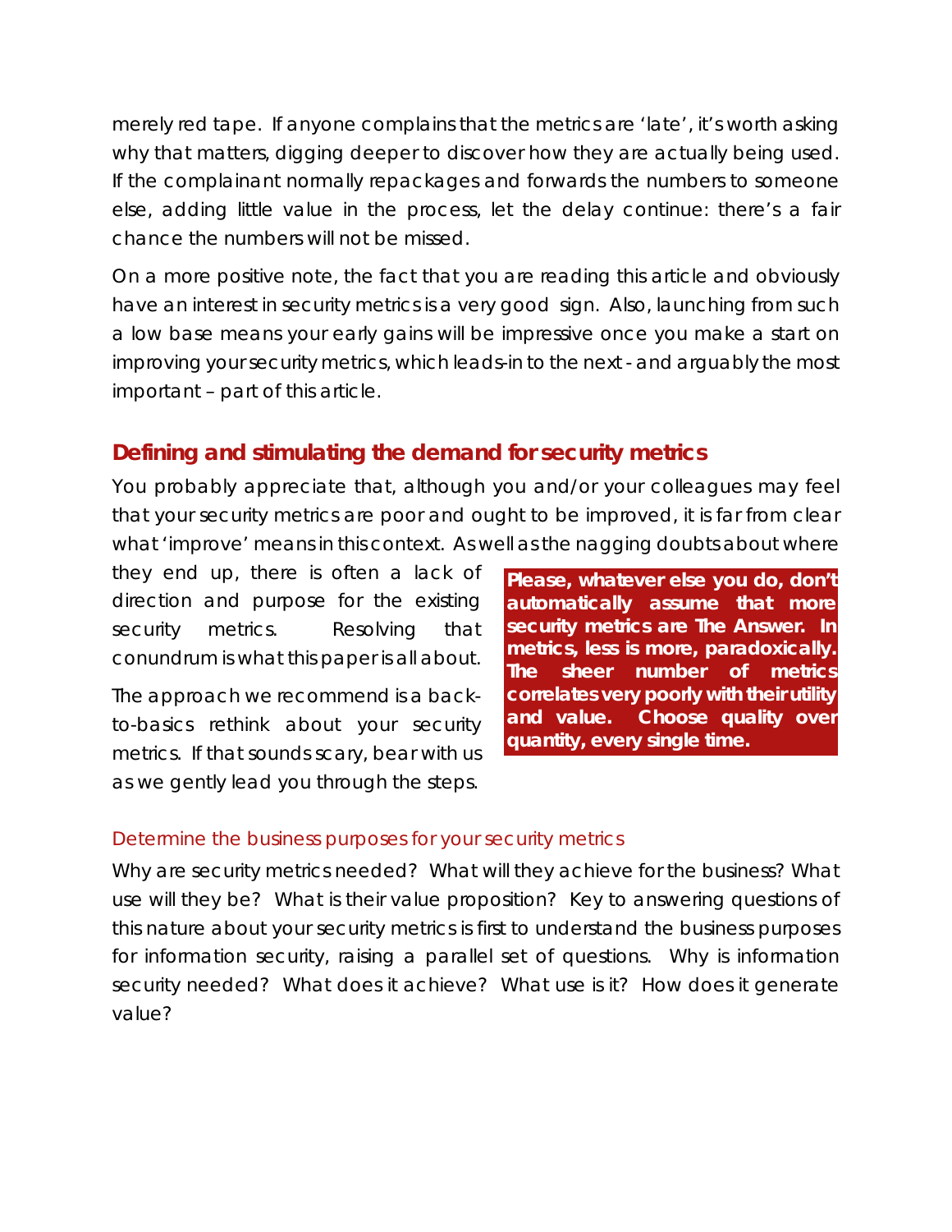merely red tape. If anyone complains that the metrics are 'late', it's worth asking why that matters, digging deeper to discover how they are actually being used. If the complainant normally repackages and forwards the numbers to someone else, adding little value in the process, let the delay continue: there's a fair chance the numbers will not be missed.

On a more positive note, the fact that you are reading this article and obviously have an interest in security metrics is a very good sign. Also, launching from such a low base means your early gains will be impressive once you make a start on improving your security metrics, which leads-in to the next - and arguably the most important – part of this article.

## Defining and stimulating the demand for security metrics

You probably appreciate that, although you and/or your colleagues may feel that your security metrics are poor and ought to be improved, it is far from clear what 'improve' means in this context. As well as the nagging doubts about where they end up, there is often a lack of direction and purpose for the existing security metrics. Resolving that conundrum is what this paper is all about.

The approach we recommend is a back-to-basics rethink about your security metrics. If that sounds scary, bear with us as we gently lead you through the steps.

> **Please, whatever else you do, don't automatically assume that more security metrics are The Answer. In metrics, less is more, paradoxically. The sheer number of metrics correlates very poorly with their utility and value. Choose quality over quantity, every single time.**

### Determine the business purposes for your security metrics

Why are security metrics needed? What will they achieve for the business? What use will they be? What is their value proposition? Key to answering questions of this nature about your security metrics is first to understand the business purposes for information security, raising a parallel set of questions. Why is information security needed? What does it achieve? What use is it? How does it generate value?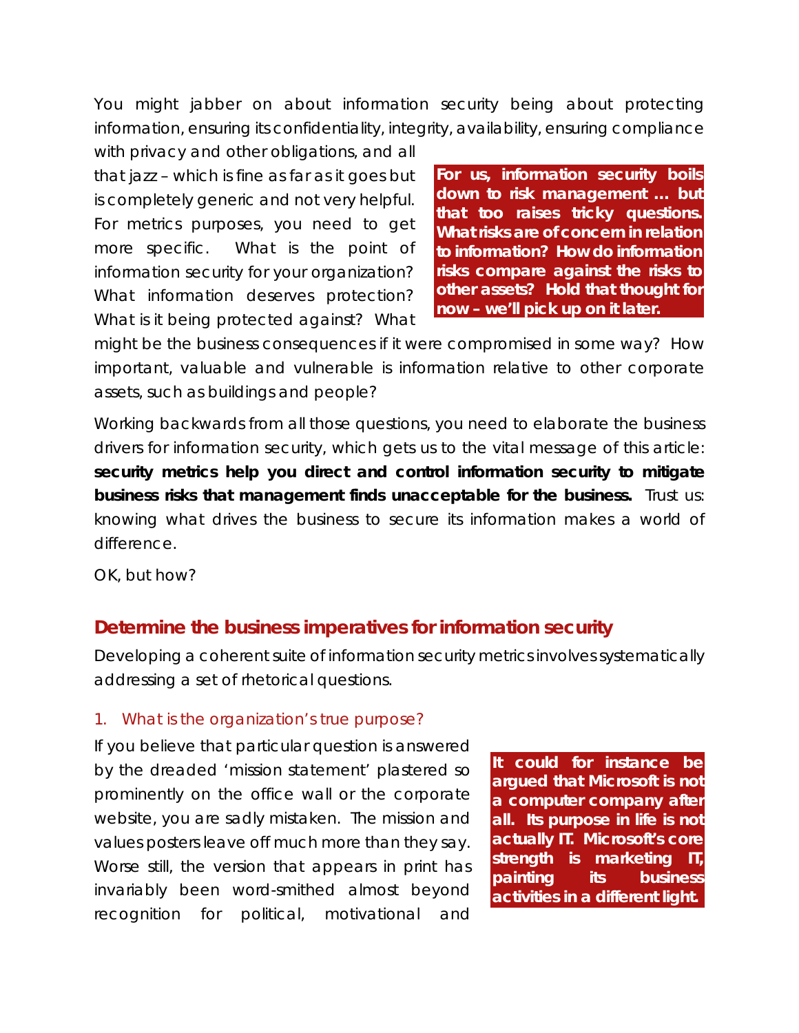You might jabber on about information security being about protecting information, ensuring its confidentiality, integrity, availability, ensuring compliance with privacy and other obligations, and all that jazz – which is fine as far as it goes but is completely generic and not very helpful. For metrics purposes, you need to get more specific. What is the point of information security for your organization? What information deserves protection? What is it being protected against? What might be the business consequences if it were compromised in some way? How important, valuable and vulnerable is information relative to other corporate assets, such as buildings and people?

**For us, information security boils down to risk management … but that too raises tricky questions. What risks are of concern in relation to information? How do information risks compare against the risks to other assets? Hold that thought for now – we'll pick up on it later.**

Working backwards from all those questions, you need to elaborate the business drivers for information security, which gets us to the vital message of this article: **security metrics help you direct and control information security to mitigate business risks that management finds unacceptable for the business.** Trust us: knowing what drives the business to secure its information makes a world of difference.

OK, but how?

## Determine the business imperatives for information security

Developing a coherent suite of information security metrics involves systematically addressing a set of rhetorical questions.

### 1. What is the organization's true purpose?

If you believe that particular question is answered by the dreaded 'mission statement' plastered so prominently on the office wall or the corporate website, you are sadly mistaken. The mission and values posters leave off much more than they say. Worse still, the version that appears in print has invariably been word-smithed almost beyond recognition for political, motivational and

**It could for instance be argued that Microsoft is not a computer company after all. Its purpose in life is not actually IT. Microsoft's core strength is marketing IT, painting its business activities in a different light.**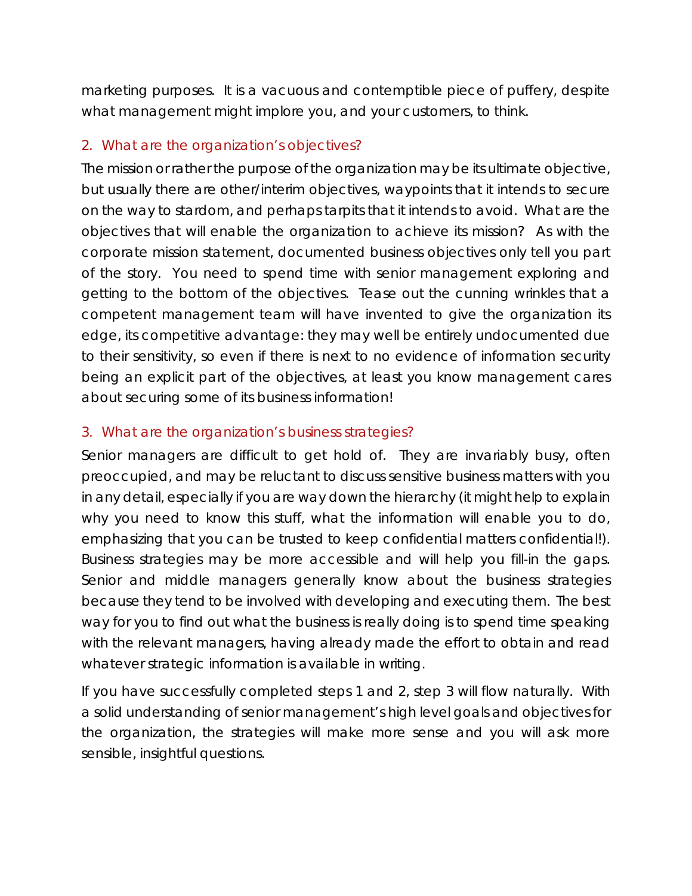marketing purposes. It is a vacuous and contemptible piece of puffery, despite what management might implore you, and your customers, to think.

## 2. What are the organization's objectives?

The mission or rather the purpose of the organization may be its ultimate objective, but usually there are other/interim objectives, waypoints that it intends to secure on the way to stardom, and perhaps tarpits that it intends to avoid. What are the objectives that will enable the organization to achieve its mission? As with the corporate mission statement, documented business objectives only tell you part of the story. You need to spend time with senior management exploring and getting to the bottom of the objectives. Tease out the cunning wrinkles that a competent management team will have invented to give the organization its edge, its competitive advantage: they may well be entirely undocumented due to their sensitivity, so even if there is next to no evidence of information security being an explicit part of the objectives, at least you know management cares about securing some of its business information!

## 3. What are the organization's business strategies?

Senior managers are difficult to get hold of. They are invariably busy, often preoccupied, and may be reluctant to discuss sensitive business matters with you in any detail, especially if you are way down the hierarchy (it might help to explain why you need to know this stuff, what the information will enable you to do, emphasizing that you can be trusted to keep confidential matters confidential!). Business strategies may be more accessible and will help you fill-in the gaps. Senior and middle managers generally know about the business strategies because they tend to be involved with developing and executing them. The best way for you to find out what the business is really doing is to spend time speaking with the relevant managers, having already made the effort to obtain and read whatever strategic information is available in writing.

If you have successfully completed steps 1 and 2, step 3 will flow naturally. With a solid understanding of senior management's high level goals and objectives for the organization, the strategies will make more sense and you will ask more sensible, insightful questions.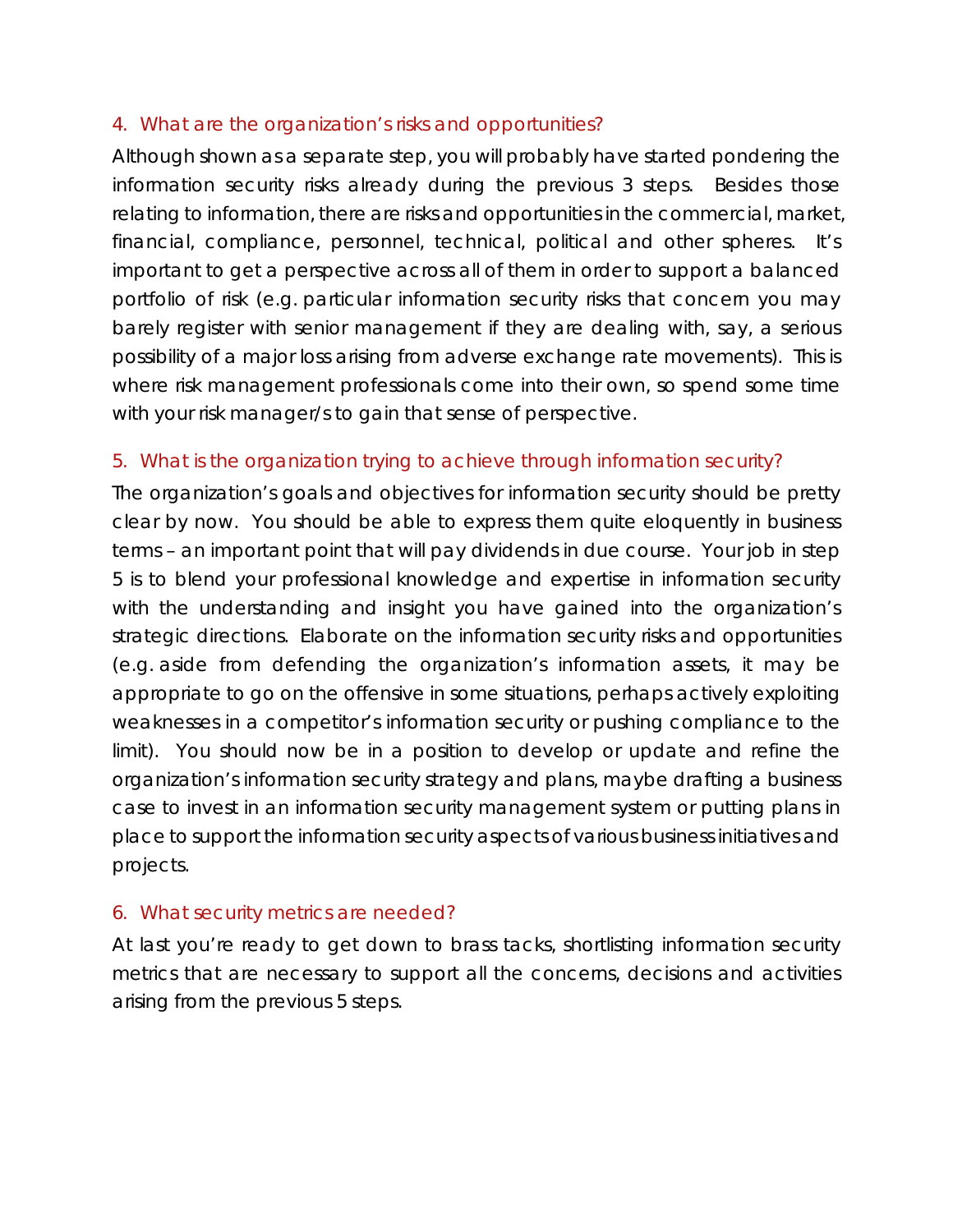### 4. What are the organization's risks and opportunities?

Although shown as a separate step, you will probably have started pondering the information security risks already during the previous 3 steps. Besides those relating to information, there are risks and opportunities in the commercial, market, financial, compliance, personnel, technical, political and other spheres. It's important to get a perspective across all of them in order to support a balanced portfolio of risk (e.g. particular information security risks that concern you may barely register with senior management if they are dealing with, say, a serious possibility of a major loss arising from adverse exchange rate movements). This is where risk management professionals come into their own, so spend some time with your risk manager/s to gain that sense of perspective.

### 5. What is the organization trying to achieve through information security?

The organization's goals and objectives for information security should be pretty clear by now. You should be able to express them quite eloquently in business terms – an important point that will pay dividends in due course. Your job in step 5 is to blend your professional knowledge and expertise in information security with the understanding and insight you have gained into the organization's strategic directions. Elaborate on the information security risks and opportunities (e.g. aside from defending the organization's information assets, it may be appropriate to go on the offensive in some situations, perhaps actively exploiting weaknesses in a competitor's information security or pushing compliance to the limit). You should now be in a position to develop or update and refine the organization's information security strategy and plans, maybe drafting a business case to invest in an information security management system or putting plans in place to support the information security aspects of various business initiatives and projects.

### 6. What security metrics are needed?

At last you're ready to get down to brass tacks, shortlisting information security metrics that are necessary to support all the concerns, decisions and activities arising from the previous 5 steps.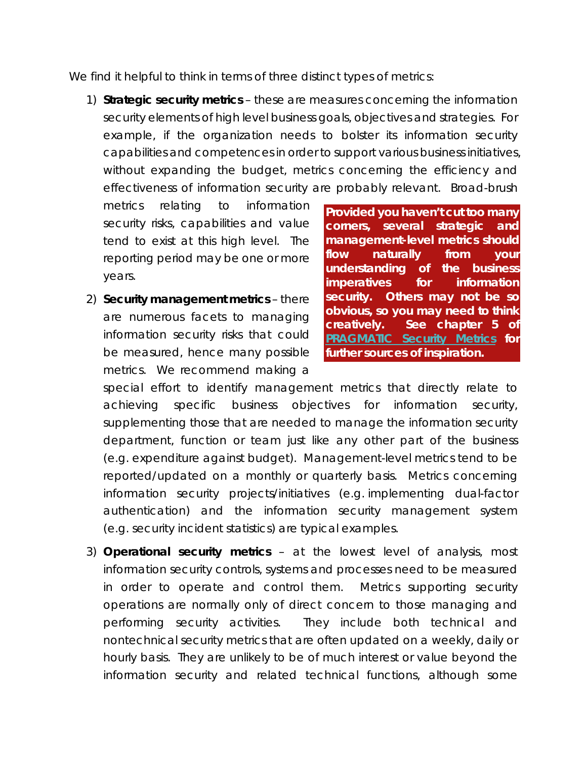We find it helpful to think in terms of three distinct types of metrics:

1) **Strategic security metrics** – these are measures concerning the information security elements of high level business goals, objectives and strategies. For example, if the organization needs to bolster its information security capabilities and competences in order to support various business initiatives, without expanding the budget, metrics concerning the efficiency and effectiveness of information security are probably relevant. Broad-brush metrics relating to information security risks, capabilities and value tend to exist at this high level. The reporting period may be one or more years.

2) **Security management metrics** – there are numerous facets to managing information security risks that could be measured, hence many possible metrics. We recommend making a special effort to identify management metrics that directly relate to achieving specific business objectives for information security, supplementing those that are needed to manage the information security department, function or team just like any other part of the business (e.g. expenditure against budget). Management-level metrics tend to be reported/updated on a monthly or quarterly basis. Metrics concerning information security projects/initiatives (e.g. implementing dual-factor authentication) and the information security management system (e.g. security incident statistics) are typical examples.

3) **Operational security metrics** – at the lowest level of analysis, most information security controls, systems and processes need to be measured in order to operate and control them. Metrics supporting security operations are normally only of direct concern to those managing and performing security activities. They include both technical and nontechnical security metrics that are often updated on a weekly, daily or hourly basis. They are unlikely to be of much interest or value beyond the information security and related technical functions, although some

> **Provided you haven't cut too many corners, several strategic and management-level metrics should flow naturally from your understanding of the business imperatives for information security. Others may not be so obvious, so you may need to think creatively. See chapter 5 of PRAGMATIC Security Metrics for further sources of inspiration.**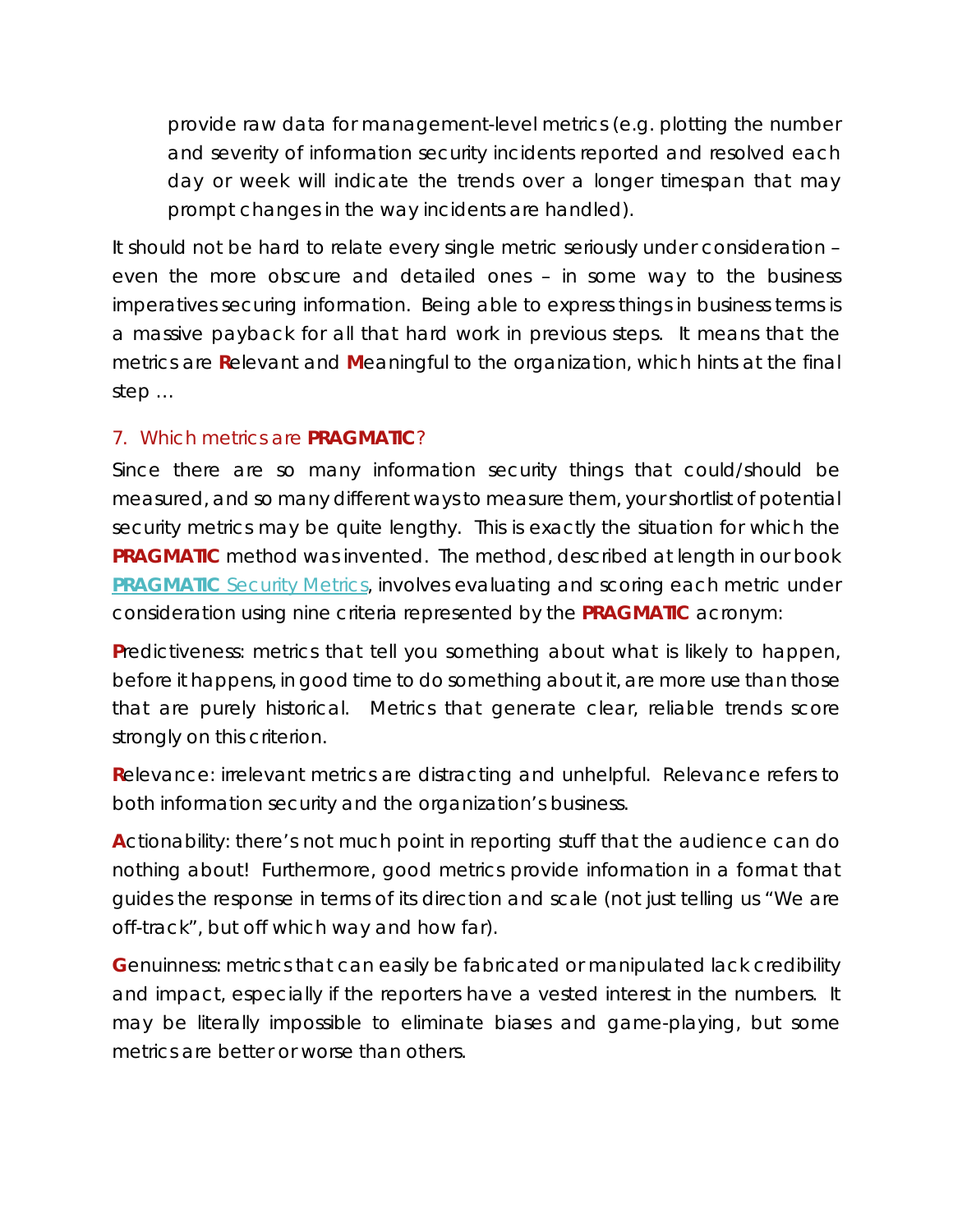provide raw data for management-level metrics (e.g. plotting the number and severity of information security incidents reported and resolved each day or week will indicate the trends over a longer timespan that may prompt changes in the way incidents are handled).

It should not be hard to relate every single metric seriously under consideration – even the more obscure and detailed ones – in some way to the business imperatives securing information. Being able to express things in business terms is a massive payback for all that hard work in previous steps. It means that the metrics are **R**elevant and **M**eaningful to the organization, which hints at the final step …

### 7. Which metrics are **PRAGMATIC**?

Since there are so many information security things that could/should be measured, and so many different ways to measure them, your shortlist of potential security metrics may be quite lengthy. This is exactly the situation for which the **PRAGMATIC** method was invented. The method, described at length in our book **PRAGMATIC** Security Metrics, involves evaluating and scoring each metric under consideration using nine criteria represented by the **PRAGMATIC** acronym:

**P**redictiveness: metrics that tell you something about what is likely to happen, before it happens, in good time to do something about it, are more use than those that are purely historical. Metrics that generate clear, reliable trends score strongly on this criterion.

**R**elevance: irrelevant metrics are distracting and unhelpful. Relevance refers to both information security and the organization's business.

**A**ctionability: there's not much point in reporting stuff that the audience can do nothing about! Furthermore, good metrics provide information in a format that guides the response in terms of its direction and scale (not just telling us "We are off-track", but off which way and how far).

**G**enuinness: metrics that can easily be fabricated or manipulated lack credibility and impact, especially if the reporters have a vested interest in the numbers. It may be literally impossible to eliminate biases and game-playing, but some metrics are better or worse than others.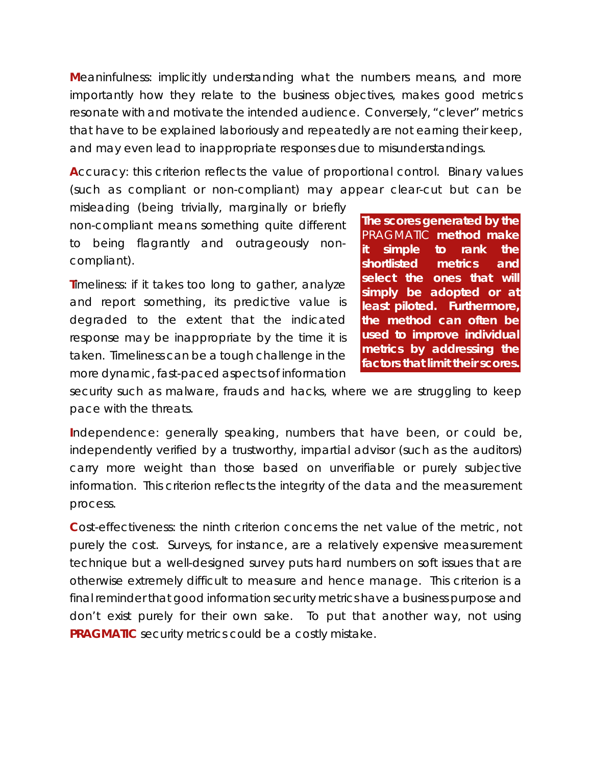**M**eaninfulness: implicitly understanding what the numbers means, and more importantly how they relate to the business objectives, makes good metrics resonate with and motivate the intended audience. Conversely, "clever" metrics that have to be explained laboriously and repeatedly are not earning their keep, and may even lead to inappropriate responses due to misunderstandings.

**A**ccuracy: this criterion reflects the value of proportional control. Binary values (such as compliant or non-compliant) may appear clear-cut but can be misleading (being trivially, marginally or briefly non-compliant means something quite different to being flagrantly and outrageously non-compliant).

**T**imeliness: if it takes too long to gather, analyze and report something, its predictive value is degraded to the extent that the indicated response may be inappropriate by the time it is taken. Timeliness can be a tough challenge in the more dynamic, fast-paced aspects of information security such as malware, frauds and hacks, where we are struggling to keep pace with the threats.

**The scores generated by the PRAGMATIC method make it simple to rank the shortlisted metrics and select the ones that will simply be adopted or at least piloted. Furthermore, the method can often be used to improve individual metrics by addressing the factors that limit their scores.**

**I**ndependence: generally speaking, numbers that have been, or could be, independently verified by a trustworthy, impartial advisor (such as the auditors) carry more weight than those based on unverifiable or purely subjective information. This criterion reflects the integrity of the data and the measurement process.

**C**ost-effectiveness: the ninth criterion concerns the net value of the metric, not purely the cost. Surveys, for instance, are a relatively expensive measurement technique but a well-designed survey puts hard numbers on soft issues that are otherwise extremely difficult to measure and hence manage. This criterion is a final reminder that good information security metrics have a business purpose and don't exist purely for their own sake. To put that another way, not using **PRAGMATIC** security metrics could be a costly mistake.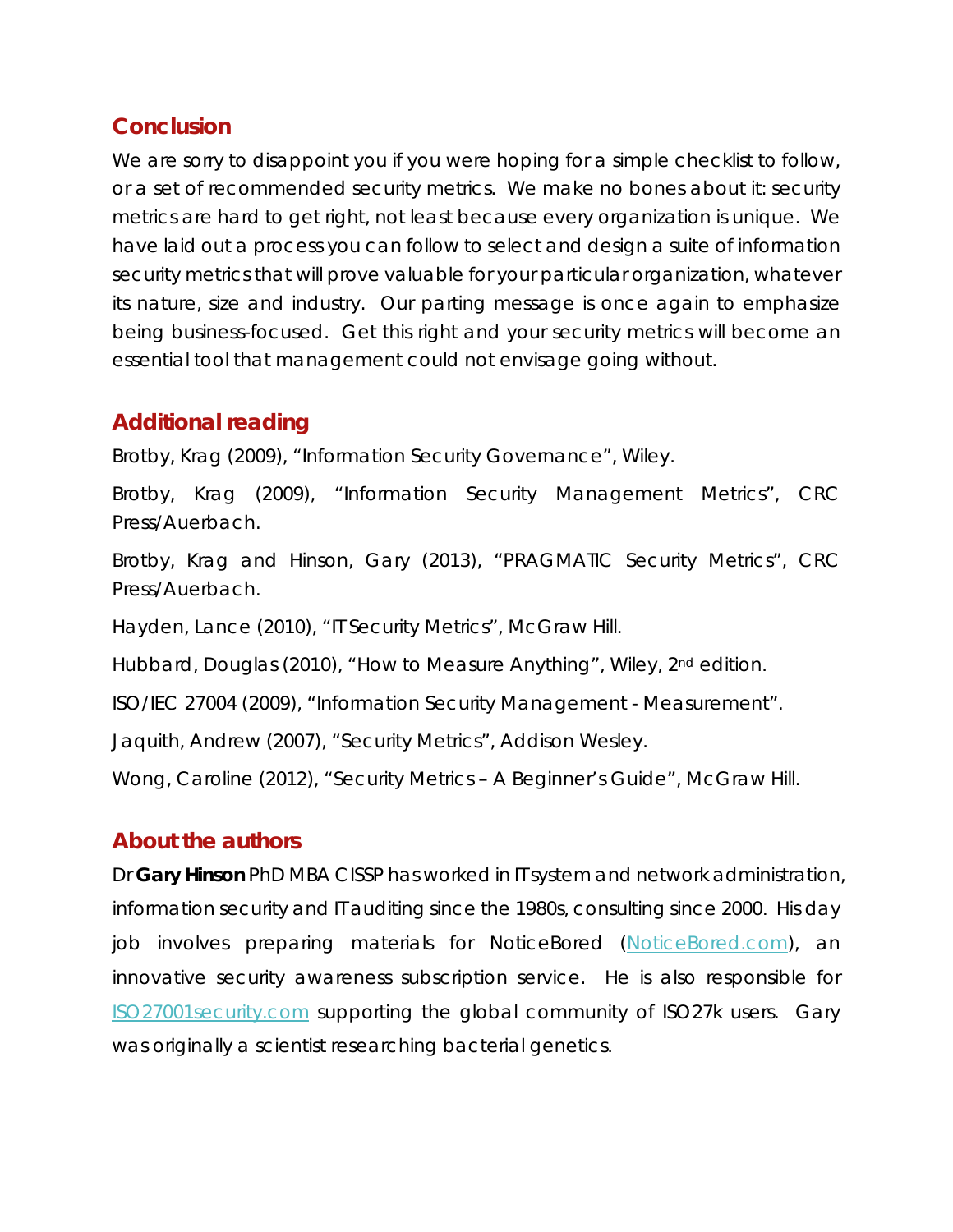## Conclusion

We are sorry to disappoint you if you were hoping for a simple checklist to follow, or a set of recommended security metrics. We make no bones about it: security metrics are hard to get right, not least because every organization is unique. We have laid out a process you can follow to select and design a suite of information security metrics that will prove valuable for your particular organization, whatever its nature, size and industry. Our parting message is once again to emphasize being business-focused. Get this right and your security metrics will become an essential tool that management could not envisage going without.

## Additional reading

Brotby, Krag (2009), "Information Security Governance", Wiley.

Brotby, Krag (2009), "Information Security Management Metrics", CRC Press/Auerbach.

Brotby, Krag and Hinson, Gary (2013), "PRAGMATIC Security Metrics", CRC Press/Auerbach.

Hayden, Lance (2010), "IT Security Metrics", McGraw Hill.

Hubbard, Douglas (2010), "How to Measure Anything", Wiley, 2nd edition.

ISO/IEC 27004 (2009), "Information Security Management - Measurement".

Jaquith, Andrew (2007), "Security Metrics", Addison Wesley.

Wong, Caroline (2012), "Security Metrics – A Beginner's Guide", McGraw Hill.

## About the authors

Dr **Gary Hinson** PhD MBA CISSP has worked in IT system and network administration, information security and IT auditing since the 1980s, consulting since 2000. His day job involves preparing materials for NoticeBored (NoticeBored.com), an innovative security awareness subscription service. He is also responsible for ISO27001security.com supporting the global community of ISO27k users. Gary was originally a scientist researching bacterial genetics.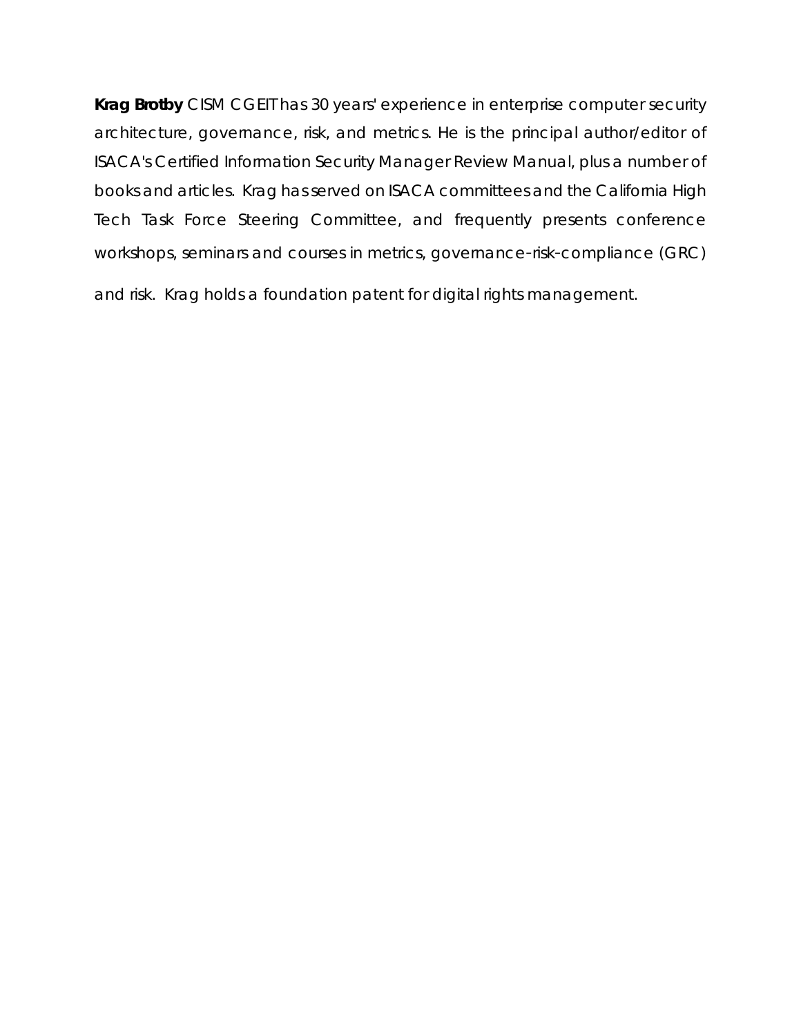**Krag Brotby** CISM CGEIT has 30 years' experience in enterprise computer security architecture, governance, risk, and metrics. He is the principal author/editor of ISACA's Certified Information Security Manager Review Manual, plus a number of books and articles. Krag has served on ISACA committees and the California High Tech Task Force Steering Committee, and frequently presents conference workshops, seminars and courses in metrics, governance-risk-compliance (GRC) and risk. Krag holds a foundation patent for digital rights management.